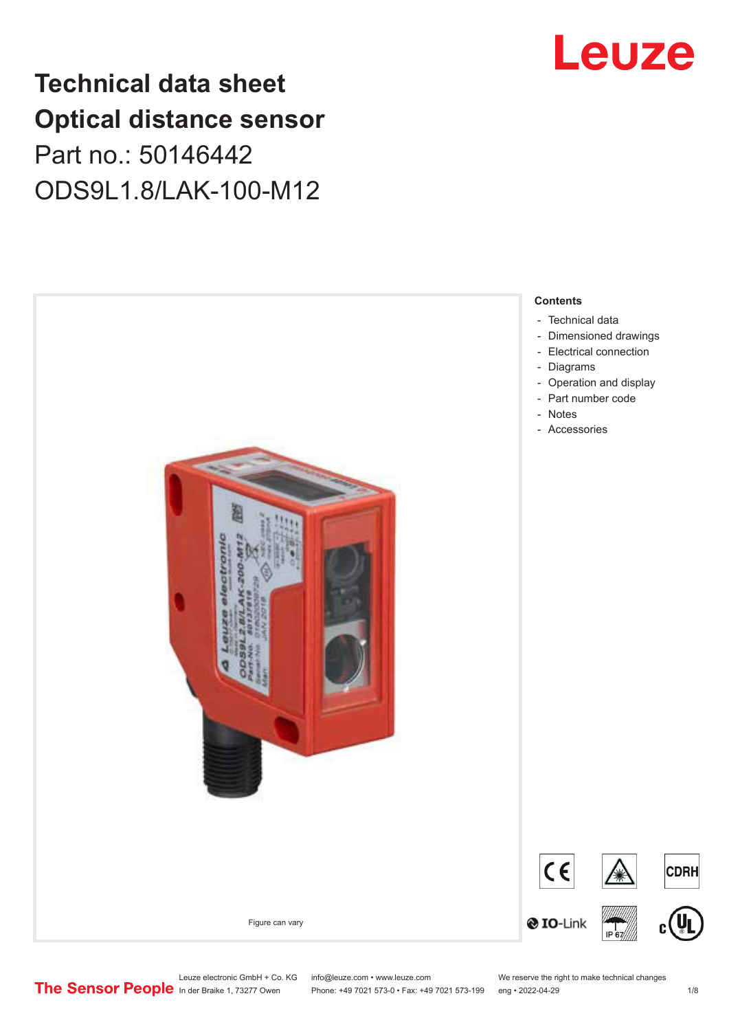# Technical data sheet
# Optical distance sensor
## Part no.: 50146442
## ODS9L1.8/LAK-100-M12

Figure can vary

**Contents**

- Technical data
- Dimensioned drawings
- Electrical connection
- Diagrams
- Operation and display
- Part number code
- Notes
- Accessories

Leuze electronic GmbH + Co. KG
In der Braike 1, 73277 Owen

info@leuze.com • www.leuze.com
Phone: +49 7021 573-0 • Fax: +49 7021 573-199

We reserve the right to make technical changes
eng • 2022-04-29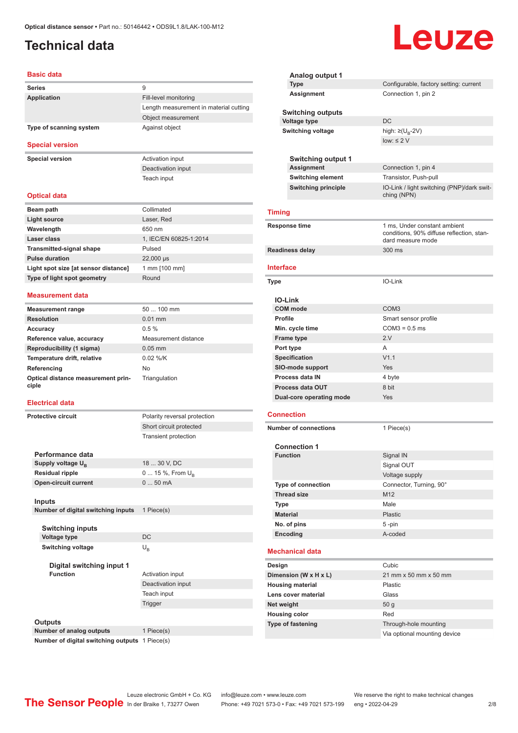# Technical data

## Basic data

| | |
|---|---|
| **Series** | 9 |
| **Application** | Fill-level monitoring |
| | Length measurement in material cutting |
| | Object measurement |
| **Type of scanning system** | Against object |

## Special version

| | |
|---|---|
| **Special version** | Activation input |
| | Deactivation input |
| | Teach input |

## Optical data

| | |
|---|---|
| **Beam path** | Collimated |
| **Light source** | Laser, Red |
| **Wavelength** | 650 nm |
| **Laser class** | 1, IEC/EN 60825-1:2014 |
| **Transmitted-signal shape** | Pulsed |
| **Pulse duration** | 22,000 µs |
| **Light spot size [at sensor distance]** | 1 mm [100 mm] |
| **Type of light spot geometry** | Round |

## Measurement data

| | |
|---|---|
| **Measurement range** | 50 ... 100 mm |
| **Resolution** | 0.01 mm |
| **Accuracy** | 0.5 % |
| **Reference value, accuracy** | Measurement distance |
| **Reproducibility (1 sigma)** | 0.05 mm |
| **Temperature drift, relative** | 0.02 %/K |
| **Referencing** | No |
| **Optical distance measurement principle** | Triangulation |

## Electrical data

| | |
|---|---|
| **Protective circuit** | Polarity reversal protection |
| | Short circuit protected |
| | Transient protection |

### Performance data

| | |
|---|---|
| **Supply voltage $U_B$** | 18 ... 30 V, DC |
| **Residual ripple** | 0 ... 15 %, From $U_B$ |
| **Open-circuit current** | 0 ... 50 mA |

### Inputs

| | |
|---|---|
| **Number of digital switching inputs** | 1 Piece(s) |

#### Switching inputs

| | |
|---|---|
| **Voltage type** | DC |
| **Switching voltage** | $U_B$ |

##### Digital switching input 1

| | |
|---|---|
| **Function** | Activation input |
| | Deactivation input |
| | Teach input |
| | Trigger |

### Outputs

| | |
|---|---|
| **Number of analog outputs** | 1 Piece(s) |
| **Number of digital switching outputs** | 1 Piece(s) |

#### Analog output 1

| | |
|---|---|
| **Type** | Configurable, factory setting: current |
| **Assignment** | Connection 1, pin 2 |

#### Switching outputs

| | |
|---|---|
| **Voltage type** | DC |
| **Switching voltage** | high: ≥($U_B$-2V) |
| | low: ≤ 2 V |

#### Switching output 1

| | |
|---|---|
| **Assignment** | Connection 1, pin 4 |
| **Switching element** | Transistor, Push-pull |
| **Switching principle** | IO-Link / light switching (PNP)/dark switching (NPN) |

## Timing

| | |
|---|---|
| **Response time** | 1 ms, Under constant ambient conditions, 90% diffuse reflection, standard measure mode |
| **Readiness delay** | 300 ms |

## Interface

| | |
|---|---|
| **Type** | IO-Link |

### IO-Link

| | |
|---|---|
| **COM mode** | COM3 |
| **Profile** | Smart sensor profile |
| **Min. cycle time** | COM3 = 0.5 ms |
| **Frame type** | 2.V |
| **Port type** | A |
| **Specification** | V1.1 |
| **SIO-mode support** | Yes |
| **Process data IN** | 4 byte |
| **Process data OUT** | 8 bit |
| **Dual-core operating mode** | Yes |

## Connection

| | |
|---|---|
| **Number of connections** | 1 Piece(s) |

### Connection 1

| | |
|---|---|
| **Function** | Signal IN |
| | Signal OUT |
| | Voltage supply |
| **Type of connection** | Connector, Turning, 90° |
| **Thread size** | M12 |
| **Type** | Male |
| **Material** | Plastic |
| **No. of pins** | 5 -pin |
| **Encoding** | A-coded |

## Mechanical data

| | |
|---|---|
| **Design** | Cubic |
| **Dimension (W x H x L)** | 21 mm x 50 mm x 50 mm |
| **Housing material** | Plastic |
| **Lens cover material** | Glass |
| **Net weight** | 50 g |
| **Housing color** | Red |
| **Type of fastening** | Through-hole mounting |
| | Via optional mounting device |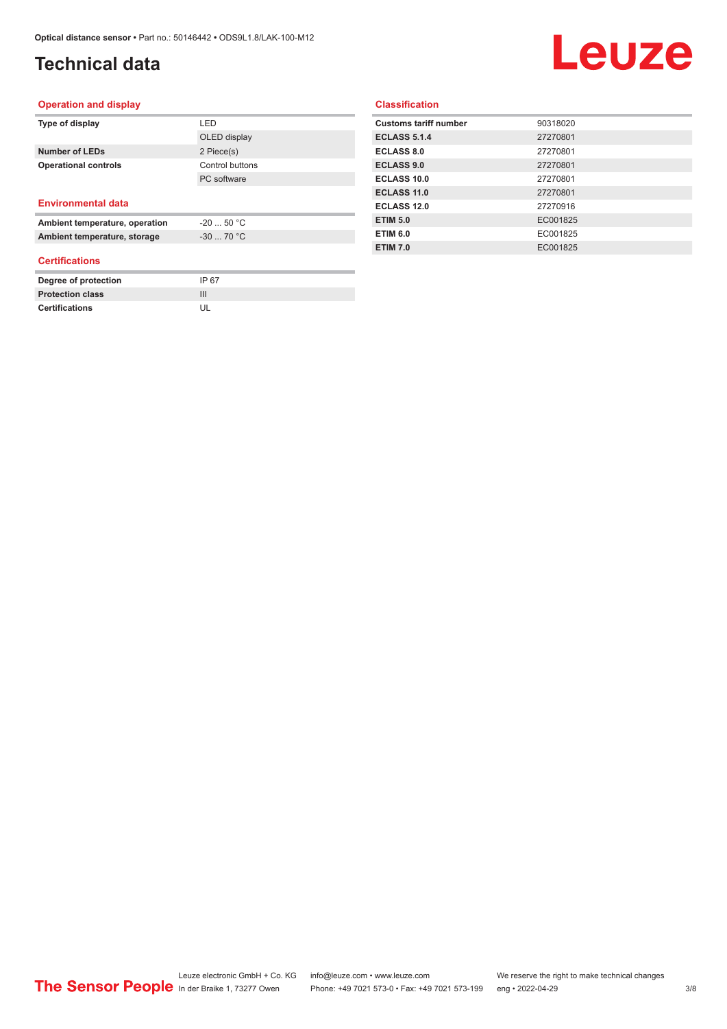# Technical data

## Operation and display

| | |
|---|---|
| **Type of display** | LED |
| | OLED display |
| **Number of LEDs** | 2 Piece(s) |
| **Operational controls** | Control buttons |
| | PC software |

## Environmental data

| | |
|---|---|
| **Ambient temperature, operation** | -20 ... 50 °C |
| **Ambient temperature, storage** | -30 ... 70 °C |

## Certifications

| | |
|---|---|
| **Degree of protection** | IP 67 |
| **Protection class** | III |
| **Certifications** | UL |

## Classification

| | |
|---|---|
| **Customs tariff number** | 90318020 |
| **ECLASS 5.1.4** | 27270801 |
| **ECLASS 8.0** | 27270801 |
| **ECLASS 9.0** | 27270801 |
| **ECLASS 10.0** | 27270801 |
| **ECLASS 11.0** | 27270801 |
| **ECLASS 12.0** | 27270916 |
| **ETIM 5.0** | EC001825 |
| **ETIM 6.0** | EC001825 |
| **ETIM 7.0** | EC001825 |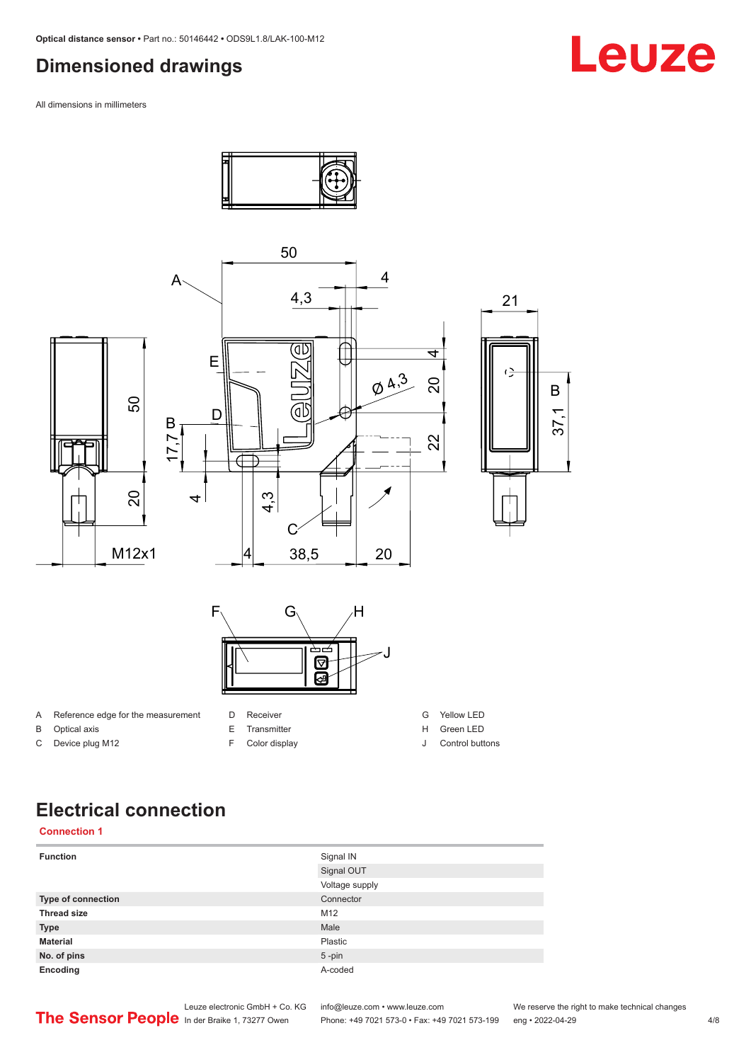## Dimensioned drawings

All dimensions in millimeters

| | | | | | |
|---|---|---|---|---|---|
| A | Reference edge for the measurement | D | Receiver | G | Yellow LED |
| B | Optical axis | E | Transmitter | H | Green LED |
| C | Device plug M12 | F | Color display | J | Control buttons |

## Electrical connection

**Connection 1**

| | |
|---|---|
| **Function** | Signal IN |
| | Signal OUT |
| | Voltage supply |
| **Type of connection** | Connector |
| **Thread size** | M12 |
| **Type** | Male |
| **Material** | Plastic |
| **No. of pins** | 5 -pin |
| **Encoding** | A-coded |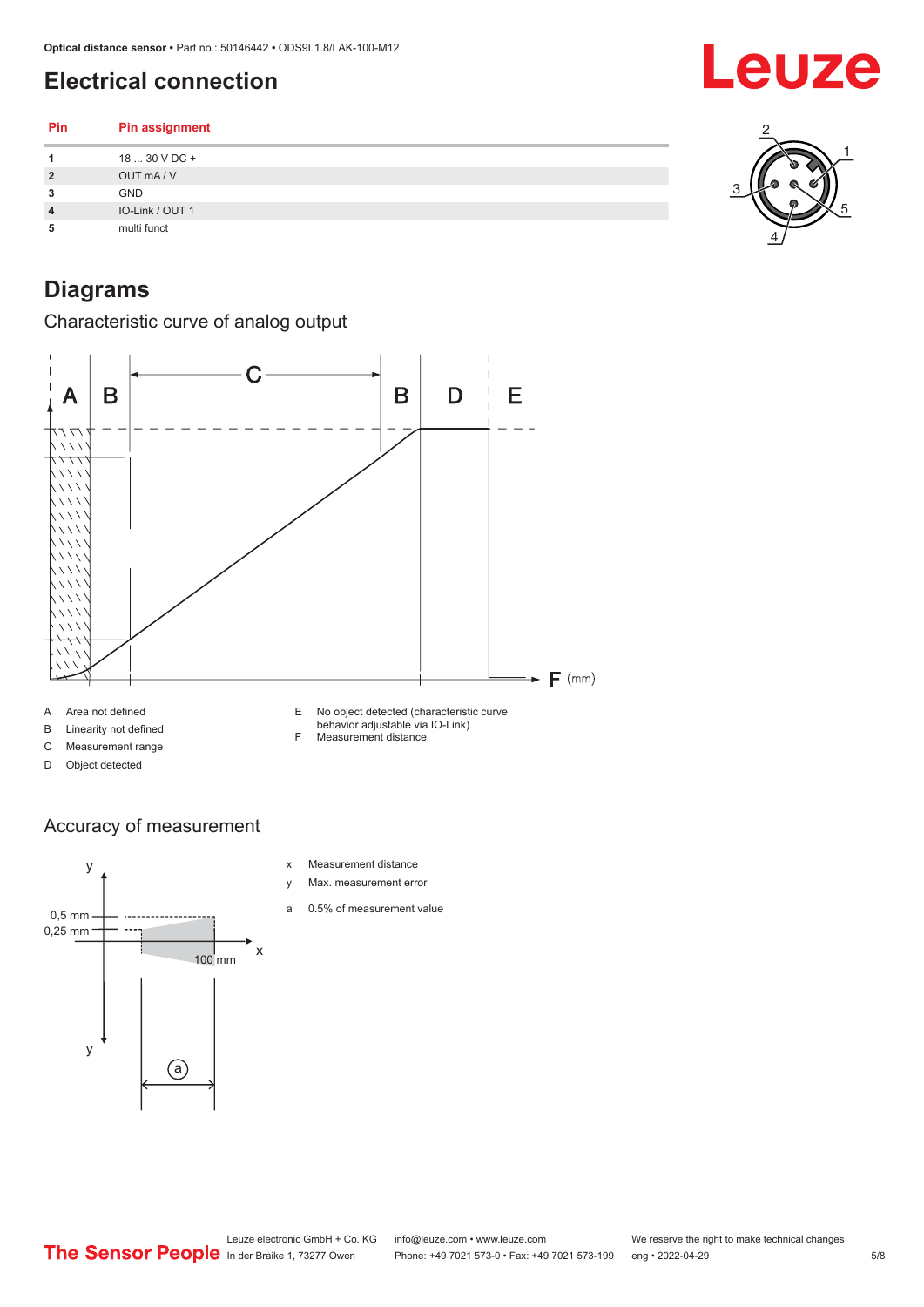# Electrical connection

| Pin | Pin assignment |
|---|---|
| 1 | 18 ... 30 V DC + |
| 2 | OUT mA / V |
| 3 | GND |
| 4 | IO-Link / OUT 1 |
| 5 | multi funct |

# Diagrams

## Characteristic curve of analog output

A Area not defined
B Linearity not defined
C Measurement range
D Object detected
E No object detected (characteristic curve behavior adjustable via IO-Link)
F Measurement distance

## Accuracy of measurement

x Measurement distance
y Max. measurement error
a 0.5% of measurement value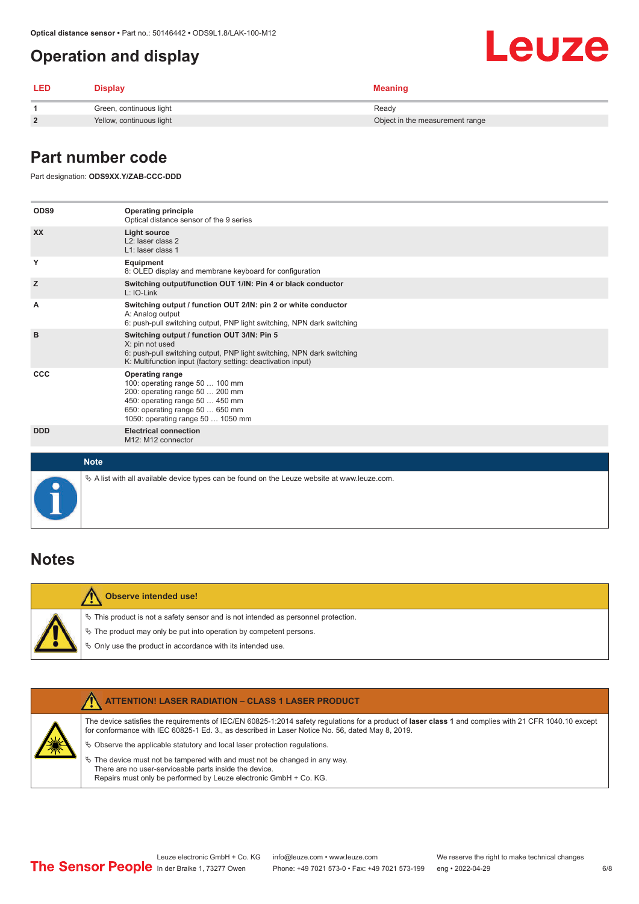# Operation and display

| LED | Display | Meaning |
|---|---|---|
| **1** | Green, continuous light | Ready |
| **2** | Yellow, continuous light | Object in the measurement range |

# Part number code

Part designation: **ODS9XX.Y/ZAB-CCC-DDD**

| | |
|---|---|
| **ODS9** | **Operating principle**<br>Optical distance sensor of the 9 series |
| **XX** | **Light source**<br>L2: laser class 2<br>L1: laser class 1 |
| **Y** | **Equipment**<br>8: OLED display and membrane keyboard for configuration |
| **Z** | **Switching output/function OUT 1/IN: Pin 4 or black conductor**<br>L: IO-Link |
| **A** | **Switching output / function OUT 2/IN: pin 2 or white conductor**<br>A: Analog output<br>6: push-pull switching output, PNP light switching, NPN dark switching |
| **B** | **Switching output / function OUT 3/IN: Pin 5**<br>X: pin not used<br>6: push-pull switching output, PNP light switching, NPN dark switching<br>K: Multifunction input (factory setting: deactivation input) |
| **CCC** | **Operating range**<br>100: operating range 50 … 100 mm<br>200: operating range 50 … 200 mm<br>450: operating range 50 … 450 mm<br>650: operating range 50 … 650 mm<br>1050: operating range 50 … 1050 mm |
| **DDD** | **Electrical connection**<br>M12: M12 connector |

**Note**

- A list with all available device types can be found on the Leuze website at www.leuze.com.

# Notes

**Observe intended use!**

- This product is not a safety sensor and is not intended as personnel protection.
- The product may only be put into operation by competent persons.
- Only use the product in accordance with its intended use.

**ATTENTION! LASER RADIATION – CLASS 1 LASER PRODUCT**

The device satisfies the requirements of IEC/EN 60825-1:2014 safety regulations for a product of **laser class 1** and complies with 21 CFR 1040.10 except for conformance with IEC 60825-1 Ed. 3., as described in Laser Notice No. 56, dated May 8, 2019.

- Observe the applicable statutory and local laser protection regulations.
- The device must not be tampered with and must not be changed in any way.
  There are no user-serviceable parts inside the device.
  Repairs must only be performed by Leuze electronic GmbH + Co. KG.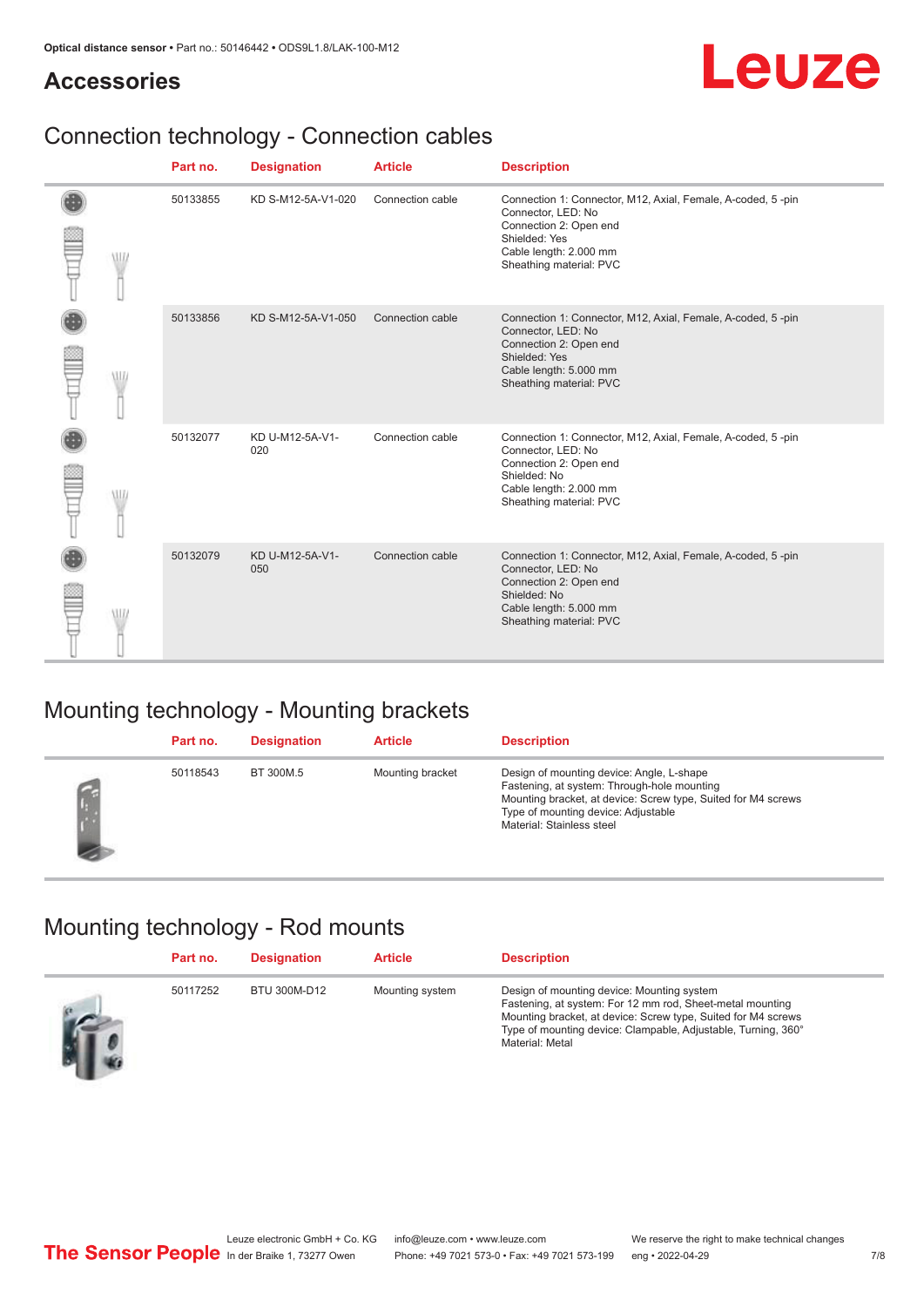## Accessories

### Connection technology - Connection cables

| Part no. | Designation | Article | Description |
|---|---|---|---|
| 50133855 | KD S-M12-5A-V1-020 | Connection cable | Connection 1: Connector, M12, Axial, Female, A-coded, 5 -pin<br>Connector, LED: No<br>Connection 2: Open end<br>Shielded: Yes<br>Cable length: 2.000 mm<br>Sheathing material: PVC |
| 50133856 | KD S-M12-5A-V1-050 | Connection cable | Connection 1: Connector, M12, Axial, Female, A-coded, 5 -pin<br>Connector, LED: No<br>Connection 2: Open end<br>Shielded: Yes<br>Cable length: 5.000 mm<br>Sheathing material: PVC |
| 50132077 | KD U-M12-5A-V1-020 | Connection cable | Connection 1: Connector, M12, Axial, Female, A-coded, 5 -pin<br>Connector, LED: No<br>Connection 2: Open end<br>Shielded: No<br>Cable length: 2.000 mm<br>Sheathing material: PVC |
| 50132079 | KD U-M12-5A-V1-050 | Connection cable | Connection 1: Connector, M12, Axial, Female, A-coded, 5 -pin<br>Connector, LED: No<br>Connection 2: Open end<br>Shielded: No<br>Cable length: 5.000 mm<br>Sheathing material: PVC |

### Mounting technology - Mounting brackets

| Part no. | Designation | Article | Description |
|---|---|---|---|
| 50118543 | BT 300M.5 | Mounting bracket | Design of mounting device: Angle, L-shape<br>Fastening, at system: Through-hole mounting<br>Mounting bracket, at device: Screw type, Suited for M4 screws<br>Type of mounting device: Adjustable<br>Material: Stainless steel |

### Mounting technology - Rod mounts

| Part no. | Designation | Article | Description |
|---|---|---|---|
| 50117252 | BTU 300M-D12 | Mounting system | Design of mounting device: Mounting system<br>Fastening, at system: For 12 mm rod, Sheet-metal mounting<br>Mounting bracket, at device: Screw type, Suited for M4 screws<br>Type of mounting device: Clampable, Adjustable, Turning, 360°<br>Material: Metal |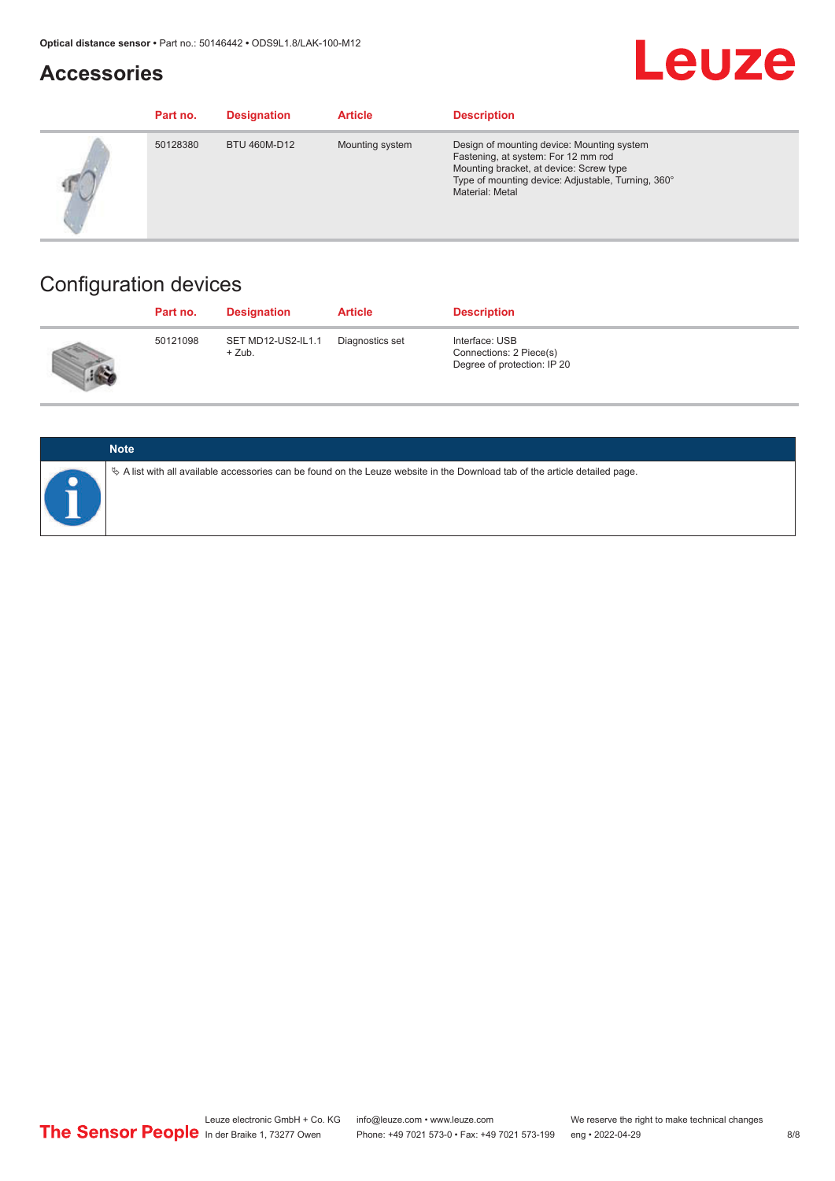## Accessories

| | Part no. | Designation | Article | Description |
|---|---|---|---|---|
| | 50128380 | BTU 460M-D12 | Mounting system | Design of mounting device: Mounting system<br>Fastening, at system: For 12 mm rod<br>Mounting bracket, at device: Screw type<br>Type of mounting device: Adjustable, Turning, 360°<br>Material: Metal |

## Configuration devices

| | Part no. | Designation | Article | Description |
|---|---|---|---|---|
| | 50121098 | SET MD12-US2-IL1.1 + Zub. | Diagnostics set | Interface: USB<br>Connections: 2 Piece(s)<br>Degree of protection: IP 20 |

**Note**

↳ A list with all available accessories can be found on the Leuze website in the Download tab of the article detailed page.